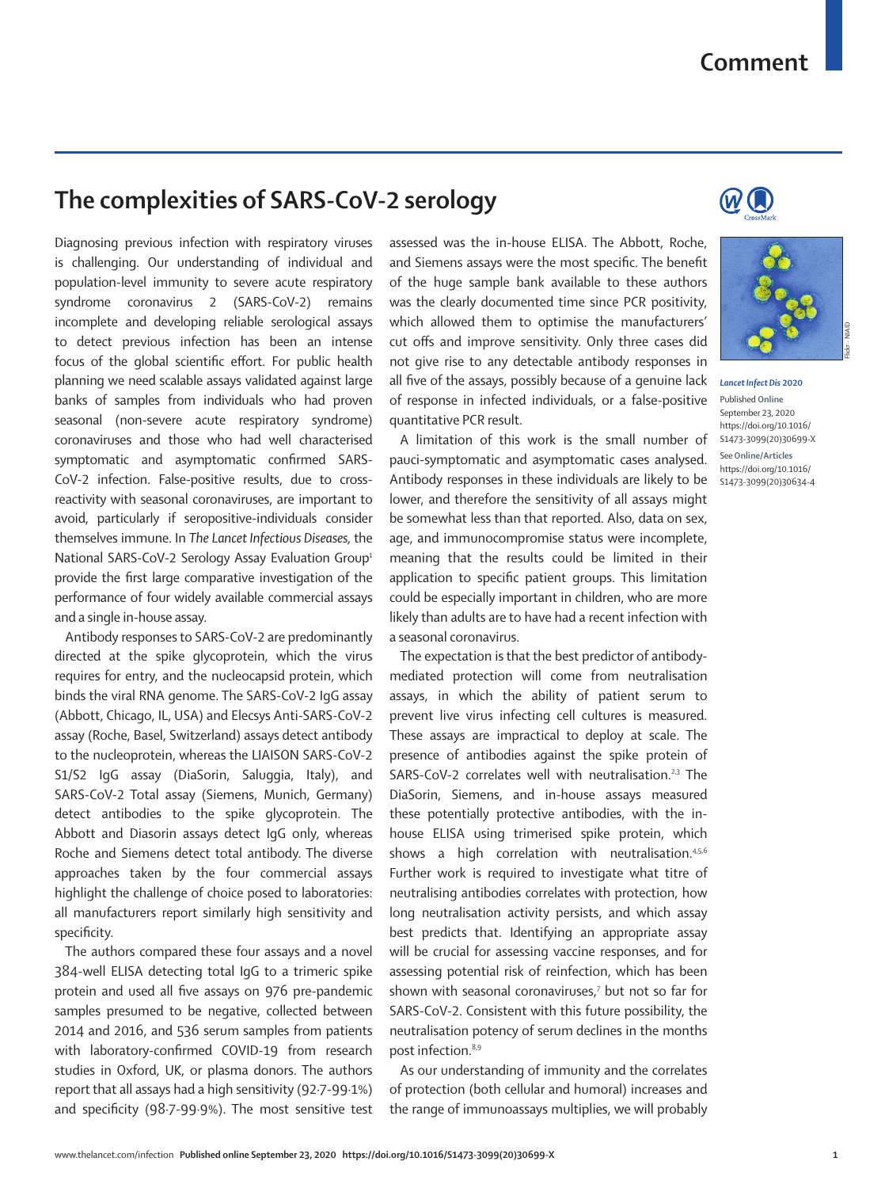# The complexities of SARS-CoV-2 serology

Diagnosing previous infection with respiratory viruses is challenging. Our understanding of individual and population-level immunity to severe acute respiratory syndrome coronavirus 2 (SARS-CoV-2) remains incomplete and developing reliable serological assays to detect previous infection has been an intense focus of the global scientific effort. For public health planning we need scalable assays validated against large banks of samples from individuals who had proven seasonal (non-severe acute respiratory syndrome) coronaviruses and those who had well characterised symptomatic and asymptomatic confirmed SARS-CoV-2 infection. False-positive results, due to cross-reactivity with seasonal coronaviruses, are important to avoid, particularly if seropositive-individuals consider themselves immune. In *The Lancet Infectious Diseases,* the National SARS-CoV-2 Serology Assay Evaluation Group[1] provide the first large comparative investigation of the performance of four widely available commercial assays and a single in-house assay.

Antibody responses to SARS-CoV-2 are predominantly directed at the spike glycoprotein, which the virus requires for entry, and the nucleocapsid protein, which binds the viral RNA genome. The SARS-CoV-2 IgG assay (Abbott, Chicago, IL, USA) and Elecsys Anti-SARS-CoV-2 assay (Roche, Basel, Switzerland) assays detect antibody to the nucleoprotein, whereas the LIAISON SARS-CoV-2 S1/S2 IgG assay (DiaSorin, Saluggia, Italy), and SARS-CoV-2 Total assay (Siemens, Munich, Germany) detect antibodies to the spike glycoprotein. The Abbott and Diasorin assays detect IgG only, whereas Roche and Siemens detect total antibody. The diverse approaches taken by the four commercial assays highlight the challenge of choice posed to laboratories: all manufacturers report similarly high sensitivity and specificity.

The authors compared these four assays and a novel 384-well ELISA detecting total IgG to a trimeric spike protein and used all five assays on 976 pre-pandemic samples presumed to be negative, collected between 2014 and 2016, and 536 serum samples from patients with laboratory-confirmed COVID-19 from research studies in Oxford, UK, or plasma donors. The authors report that all assays had a high sensitivity (92·7-99·1%) and specificity (98·7-99·9%). The most sensitive test assessed was the in-house ELISA. The Abbott, Roche, and Siemens assays were the most specific. The benefit of the huge sample bank available to these authors was the clearly documented time since PCR positivity, which allowed them to optimise the manufacturers' cut offs and improve sensitivity. Only three cases did not give rise to any detectable antibody responses in all five of the assays, possibly because of a genuine lack of response in infected individuals, or a false-positive quantitative PCR result.

A limitation of this work is the small number of pauci-symptomatic and asymptomatic cases analysed. Antibody responses in these individuals are likely to be lower, and therefore the sensitivity of all assays might be somewhat less than that reported. Also, data on sex, age, and immunocompromise status were incomplete, meaning that the results could be limited in their application to specific patient groups. This limitation could be especially important in children, who are more likely than adults are to have had a recent infection with a seasonal coronavirus.

The expectation is that the best predictor of antibody-mediated protection will come from neutralisation assays, in which the ability of patient serum to prevent live virus infecting cell cultures is measured. These assays are impractical to deploy at scale. The presence of antibodies against the spike protein of SARS-CoV-2 correlates well with neutralisation.[2,3] The DiaSorin, Siemens, and in-house assays measured these potentially protective antibodies, with the in-house ELISA using trimerised spike protein, which shows a high correlation with neutralisation.[4,5,6] Further work is required to investigate what titre of neutralising antibodies correlates with protection, how long neutralisation activity persists, and which assay best predicts that. Identifying an appropriate assay will be crucial for assessing vaccine responses, and for assessing potential risk of reinfection, which has been shown with seasonal coronaviruses,[7] but not so far for SARS-CoV-2. Consistent with this future possibility, the neutralisation potency of serum declines in the months post infection.[8,9]

As our understanding of immunity and the correlates of protection (both cellular and humoral) increases and the range of immunoassays multiplies, we will probably

*Lancet Infect Dis* 2020

Published Online September 23, 2020 https://doi.org/10.1016/S1473-3099(20)30699-X

See Online/Articles https://doi.org/10.1016/S1473-3099(20)30634-4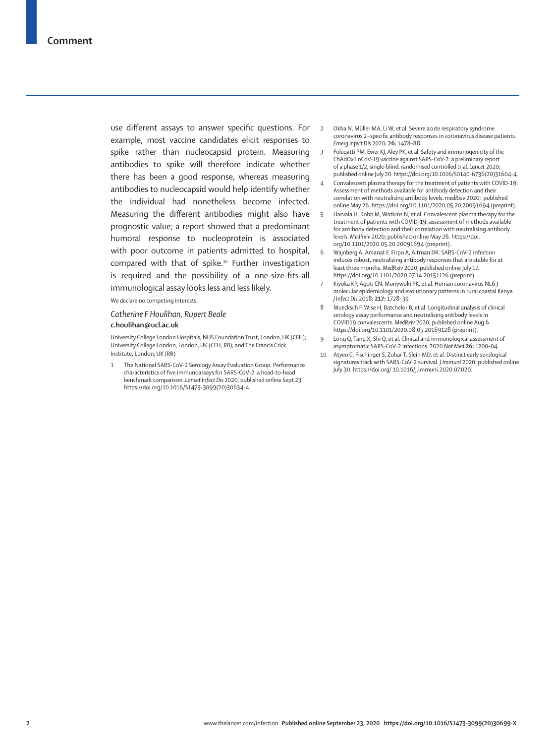use different assays to answer specific questions. For example, most vaccine candidates elicit responses to spike rather than nucleocapsid protein. Measuring antibodies to spike will therefore indicate whether there has been a good response, whereas measuring antibodies to nucleocapsid would help identify whether the individual had nonetheless become infected. Measuring the different antibodies might also have prognostic value; a report showed that a predominant humoral response to nucleoprotein is associated with poor outcome in patients admitted to hospital, compared with that of spike.[10] Further investigation is required and the possibility of a one-size-fits-all immunological assay looks less and less likely.

We declare no competing interests.

*Catherine F Houlihan, Rupert Beale*
**c.houlihan@ucl.ac.uk**

University College London Hospitals, NHS Foundation Trust, London, UK (CFH); University College London, London, UK (CFH, RB); and The Francis Crick Institute, London, UK (RB)

1. The National SARS-CoV-2 Serology Assay Evaluation Group. Performance characteristics of five immunoassays for SARS-CoV-2: a head-to-head benchmark comparison. *Lancet Infect Dis* 2020; published online Sept 23. https://doi.org/10.1016/S1473-3099(20)30634-4.
2. Okba N, Müller MA, Li W, et al. Severe acute respiratory syndrome coronavirus 2–specific antibody responses in coronavirus disease patients. *Emerg Infect Dis* 2020; **26:** 1478–88.
3. Folegatti PM, Ewer KJ, Aley PK, et al. Safety and immunogenicity of the ChAdOx1 nCoV-19 vaccine against SARS-CoV-2: a preliminary report of a phase 1/2, single-blind, randomised controlled trial. *Lancet* 2020; published online July 20. https://doi.org/10.1016/S0140-6736(20)31604-4.
4. Convalescent plasma therapy for the treatment of patients with COVID-19: Assessment of methods available for antibody detection and their correlation with neutralising antibody levels. *medRxiv* 2020; published online May 26. https://doi.org/10.1101/2020.05.20.20091694 (preprint).
5. Harvala H, Robb M, Watkins N, et al. Convalescent plasma therapy for the treatment of patients with COVID-19: assessment of methods available for antibody detection and their correlation with neutralising antibody levels. *MedRxiv* 2020; published online May 26. https://doi.org/10.1101/2020.05.20.20091694 (preprint).
6. Wajnberg A, Amanat F, Firpo A, Altman DR. SARS-CoV-2 infection induces robust, neutralizing antibody responses that are stable for at least three months. *MedRxiv* 2020; published online July 17. https://doi.org/10.1101/2020.07.14.20151126 (preprint).
7. Kiyuka KP, Agoti CN, Munywoki PK, et al. Human coronavirus NL63 molecular epidemiology and evolutionary patterns in rural coastal Kenya. *J Infect Dis* 2018; **217:** 1728–39
8. Muecksch F, Wise H, Batchelor B, et al. Longitudinal analysis of clinical serology assay performance and neutralising antibody levels in COVID19 convalescents. *MedRxiv* 2020; published online Aug 6. https://doi.org/10.1101/2020.08.05.20169128 (preprint).
9. Long Q, Tang X, Shi Q, et al. Clinical and immunological assessment of asymptomatic SARS-CoV-2 infections. 2020 *Nat Med* **26:** 1200–04.
10. Atyeo C, Fischinger S, Zohar T, Slein MD, et al. Distinct early serological signatures track with SARS-CoV-2 survival. *J Immuni* 2020; published online July 30. https://doi.org/ 10.1016/j.immuni.2020.07.020.